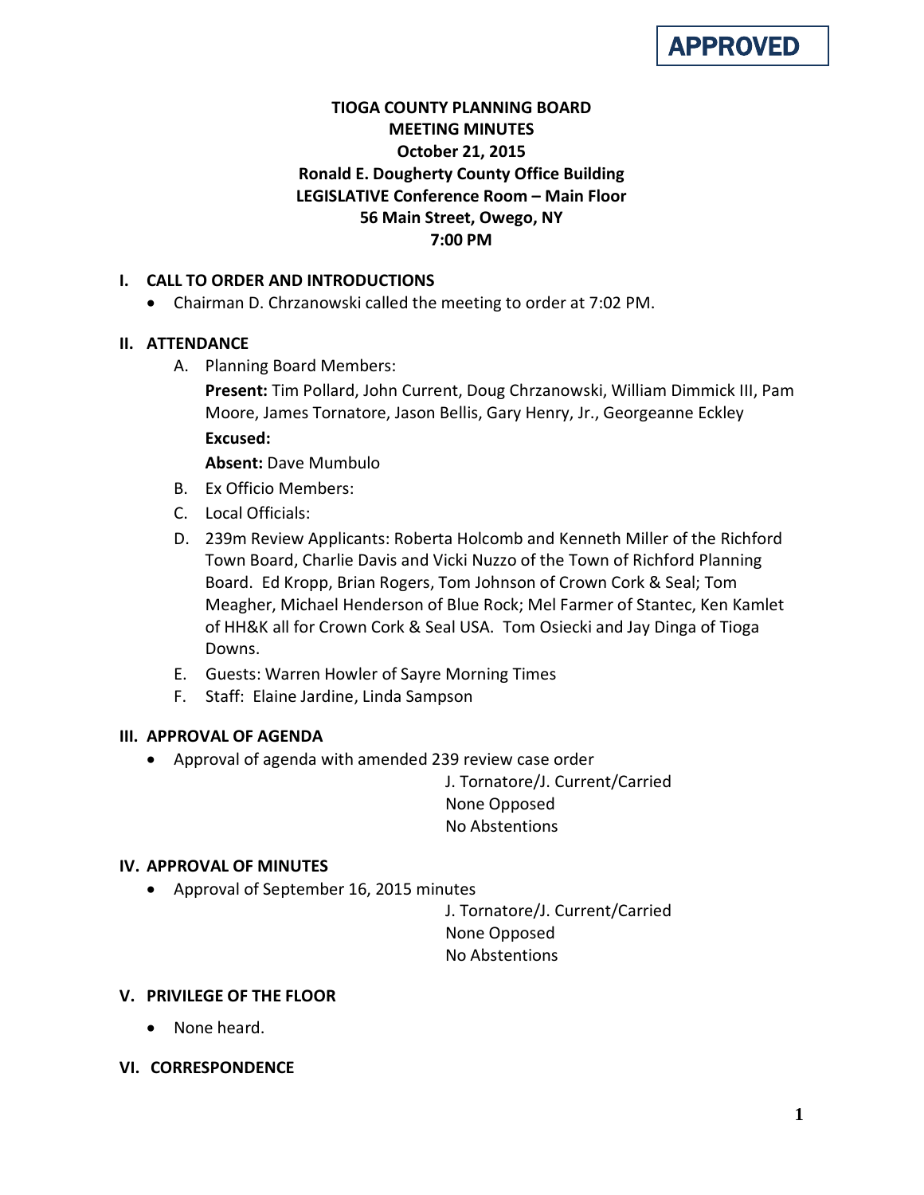**APPROVED**

# TIOGA COUNTY PLANNING BOARD
## MEETING MINUTES
### October 21, 2015
### Ronald E. Dougherty County Office Building
### LEGISLATIVE Conference Room – Main Floor
### 56 Main Street, Owego, NY
### 7:00 PM

## I. CALL TO ORDER AND INTRODUCTIONS

- Chairman D. Chrzanowski called the meeting to order at 7:02 PM.

## II. ATTENDANCE

A. Planning Board Members:

**Present:** Tim Pollard, John Current, Doug Chrzanowski, William Dimmick III, Pam Moore, James Tornatore, Jason Bellis, Gary Henry, Jr., Georgeanne Eckley

**Excused:**

**Absent:** Dave Mumbulo

B. Ex Officio Members:

C. Local Officials:

D. 239m Review Applicants: Roberta Holcomb and Kenneth Miller of the Richford Town Board, Charlie Davis and Vicki Nuzzo of the Town of Richford Planning Board. Ed Kropp, Brian Rogers, Tom Johnson of Crown Cork & Seal; Tom Meagher, Michael Henderson of Blue Rock; Mel Farmer of Stantec, Ken Kamlet of HH&K all for Crown Cork & Seal USA. Tom Osiecki and Jay Dinga of Tioga Downs.

E. Guests: Warren Howler of Sayre Morning Times

F. Staff: Elaine Jardine, Linda Sampson

## III. APPROVAL OF AGENDA

- Approval of agenda with amended 239 review case order

  J. Tornatore/J. Current/Carried
  None Opposed
  No Abstentions

## IV. APPROVAL OF MINUTES

- Approval of September 16, 2015 minutes

  J. Tornatore/J. Current/Carried
  None Opposed
  No Abstentions

## V. PRIVILEGE OF THE FLOOR

- None heard.

## VI. CORRESPONDENCE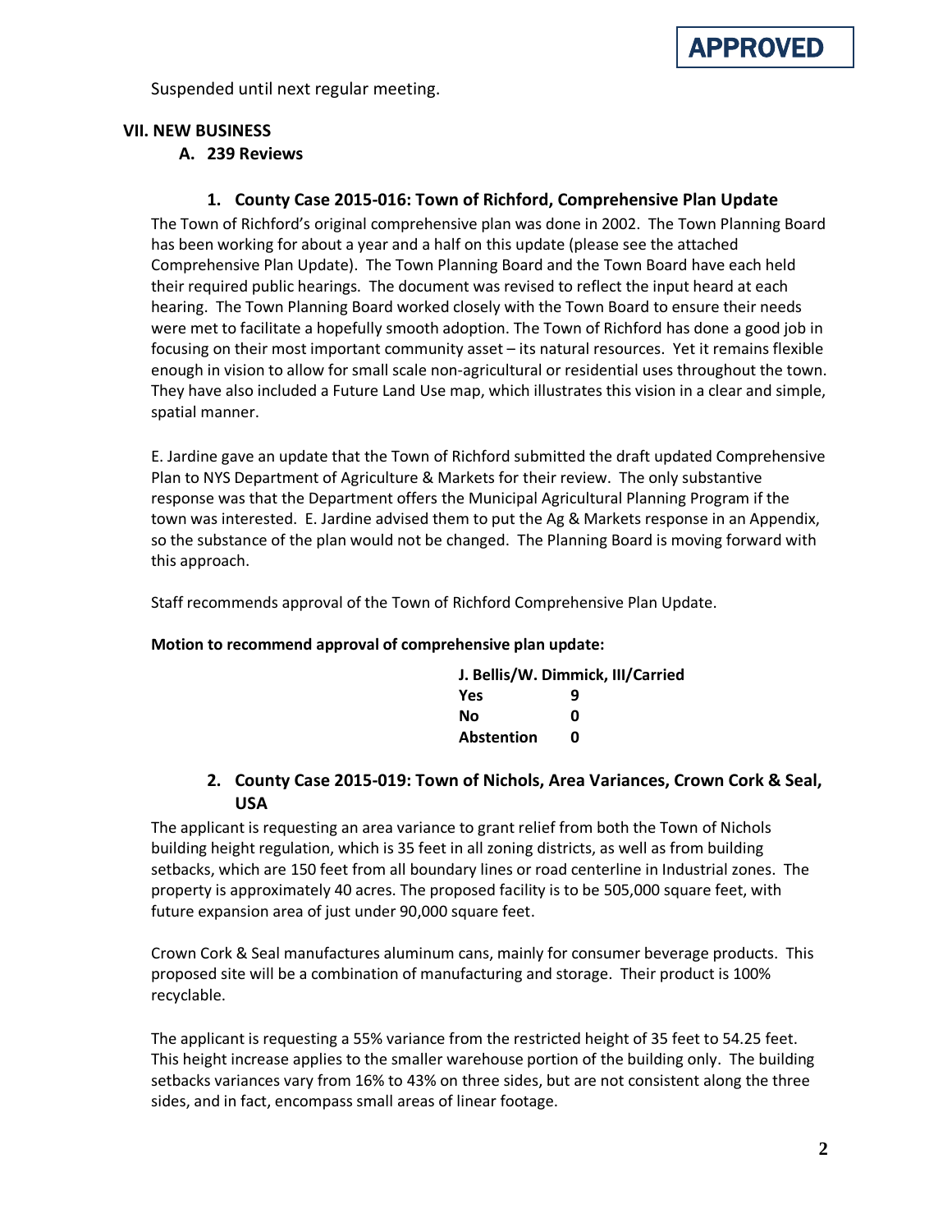**APPROVED**

Suspended until next regular meeting.

## VII. NEW BUSINESS

### A. 239 Reviews

#### 1. County Case 2015-016: Town of Richford, Comprehensive Plan Update

The Town of Richford's original comprehensive plan was done in 2002. The Town Planning Board has been working for about a year and a half on this update (please see the attached Comprehensive Plan Update). The Town Planning Board and the Town Board have each held their required public hearings. The document was revised to reflect the input heard at each hearing. The Town Planning Board worked closely with the Town Board to ensure their needs were met to facilitate a hopefully smooth adoption. The Town of Richford has done a good job in focusing on their most important community asset – its natural resources. Yet it remains flexible enough in vision to allow for small scale non-agricultural or residential uses throughout the town. They have also included a Future Land Use map, which illustrates this vision in a clear and simple, spatial manner.

E. Jardine gave an update that the Town of Richford submitted the draft updated Comprehensive Plan to NYS Department of Agriculture & Markets for their review. The only substantive response was that the Department offers the Municipal Agricultural Planning Program if the town was interested. E. Jardine advised them to put the Ag & Markets response in an Appendix, so the substance of the plan would not be changed. The Planning Board is moving forward with this approach.

Staff recommends approval of the Town of Richford Comprehensive Plan Update.

**Motion to recommend approval of comprehensive plan update:**

**J. Bellis/W. Dimmick, III/Carried**

| | |
|---|---|
| **Yes** | **9** |
| **No** | **0** |
| **Abstention** | **0** |

#### 2. County Case 2015-019: Town of Nichols, Area Variances, Crown Cork & Seal, USA

The applicant is requesting an area variance to grant relief from both the Town of Nichols building height regulation, which is 35 feet in all zoning districts, as well as from building setbacks, which are 150 feet from all boundary lines or road centerline in Industrial zones. The property is approximately 40 acres. The proposed facility is to be 505,000 square feet, with future expansion area of just under 90,000 square feet.

Crown Cork & Seal manufactures aluminum cans, mainly for consumer beverage products. This proposed site will be a combination of manufacturing and storage. Their product is 100% recyclable.

The applicant is requesting a 55% variance from the restricted height of 35 feet to 54.25 feet. This height increase applies to the smaller warehouse portion of the building only. The building setbacks variances vary from 16% to 43% on three sides, but are not consistent along the three sides, and in fact, encompass small areas of linear footage.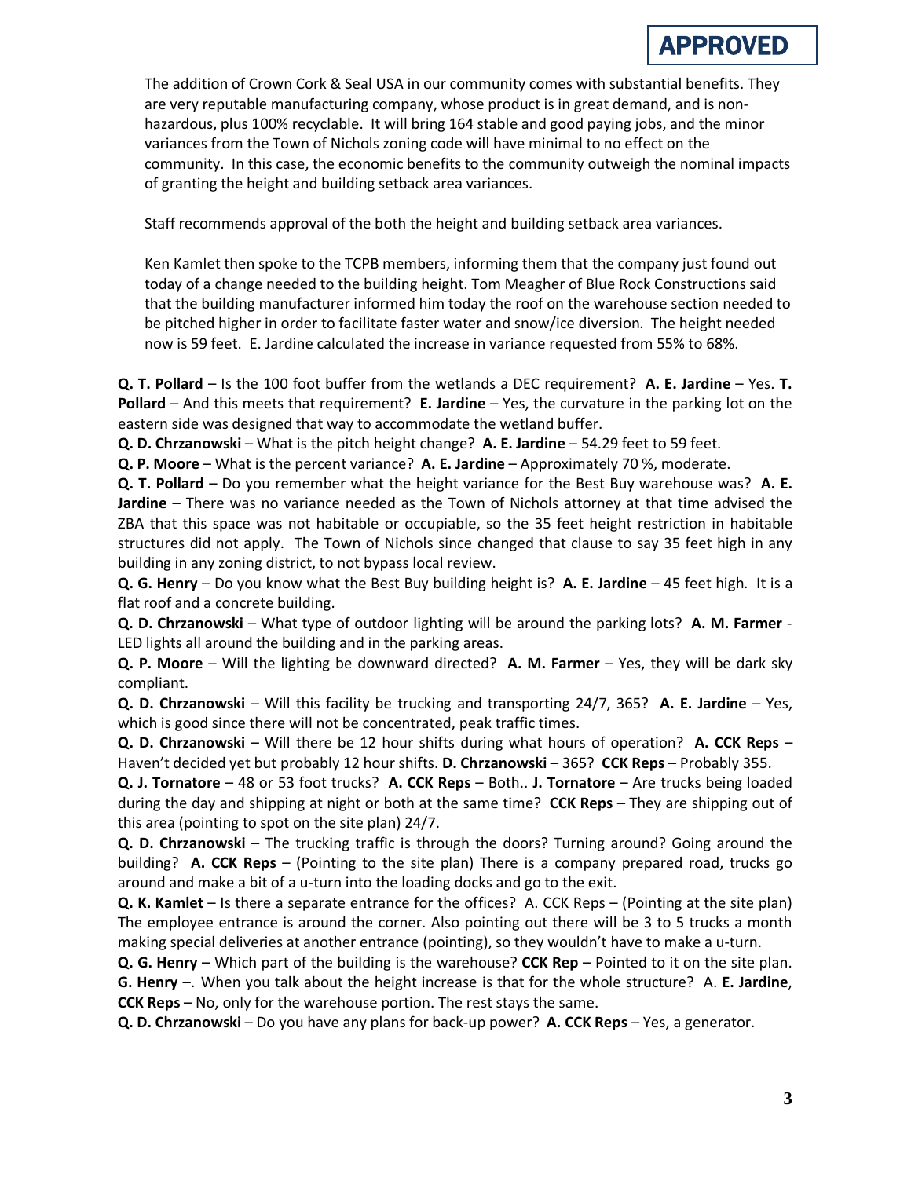**APPROVED**

The addition of Crown Cork & Seal USA in our community comes with substantial benefits. They are very reputable manufacturing company, whose product is in great demand, and is non-hazardous, plus 100% recyclable. It will bring 164 stable and good paying jobs, and the minor variances from the Town of Nichols zoning code will have minimal to no effect on the community. In this case, the economic benefits to the community outweigh the nominal impacts of granting the height and building setback area variances.

Staff recommends approval of the both the height and building setback area variances.

Ken Kamlet then spoke to the TCPB members, informing them that the company just found out today of a change needed to the building height. Tom Meagher of Blue Rock Constructions said that the building manufacturer informed him today the roof on the warehouse section needed to be pitched higher in order to facilitate faster water and snow/ice diversion. The height needed now is 59 feet. E. Jardine calculated the increase in variance requested from 55% to 68%.

**Q. T. Pollard** – Is the 100 foot buffer from the wetlands a DEC requirement? **A. E. Jardine** – Yes. **T. Pollard** – And this meets that requirement? **E. Jardine** – Yes, the curvature in the parking lot on the eastern side was designed that way to accommodate the wetland buffer.

**Q. D. Chrzanowski** – What is the pitch height change? **A. E. Jardine** – 54.29 feet to 59 feet.

**Q. P. Moore** – What is the percent variance? **A. E. Jardine** – Approximately 70 %, moderate.

**Q. T. Pollard** – Do you remember what the height variance for the Best Buy warehouse was? **A. E. Jardine** – There was no variance needed as the Town of Nichols attorney at that time advised the ZBA that this space was not habitable or occupiable, so the 35 feet height restriction in habitable structures did not apply. The Town of Nichols since changed that clause to say 35 feet high in any building in any zoning district, to not bypass local review.

**Q. G. Henry** – Do you know what the Best Buy building height is? **A. E. Jardine** – 45 feet high. It is a flat roof and a concrete building.

**Q. D. Chrzanowski** – What type of outdoor lighting will be around the parking lots? **A. M. Farmer** - LED lights all around the building and in the parking areas.

**Q. P. Moore** – Will the lighting be downward directed? **A. M. Farmer** – Yes, they will be dark sky compliant.

**Q. D. Chrzanowski** – Will this facility be trucking and transporting 24/7, 365? **A. E. Jardine** – Yes, which is good since there will not be concentrated, peak traffic times.

**Q. D. Chrzanowski** – Will there be 12 hour shifts during what hours of operation? **A. CCK Reps** – Haven't decided yet but probably 12 hour shifts. **D. Chrzanowski** – 365? **CCK Reps** – Probably 355.

**Q. J. Tornatore** – 48 or 53 foot trucks? **A. CCK Reps** – Both.. **J. Tornatore** – Are trucks being loaded during the day and shipping at night or both at the same time? **CCK Reps** – They are shipping out of this area (pointing to spot on the site plan) 24/7.

**Q. D. Chrzanowski** – The trucking traffic is through the doors? Turning around? Going around the building? **A. CCK Reps** – (Pointing to the site plan) There is a company prepared road, trucks go around and make a bit of a u-turn into the loading docks and go to the exit.

**Q. K. Kamlet** – Is there a separate entrance for the offices? A. CCK Reps – (Pointing at the site plan) The employee entrance is around the corner. Also pointing out there will be 3 to 5 trucks a month making special deliveries at another entrance (pointing), so they wouldn't have to make a u-turn.

**Q. G. Henry** – Which part of the building is the warehouse? **CCK Rep** – Pointed to it on the site plan. **G. Henry** –. When you talk about the height increase is that for the whole structure? A. **E. Jardine**, **CCK Reps** – No, only for the warehouse portion. The rest stays the same.

**Q. D. Chrzanowski** – Do you have any plans for back-up power? **A. CCK Reps** – Yes, a generator.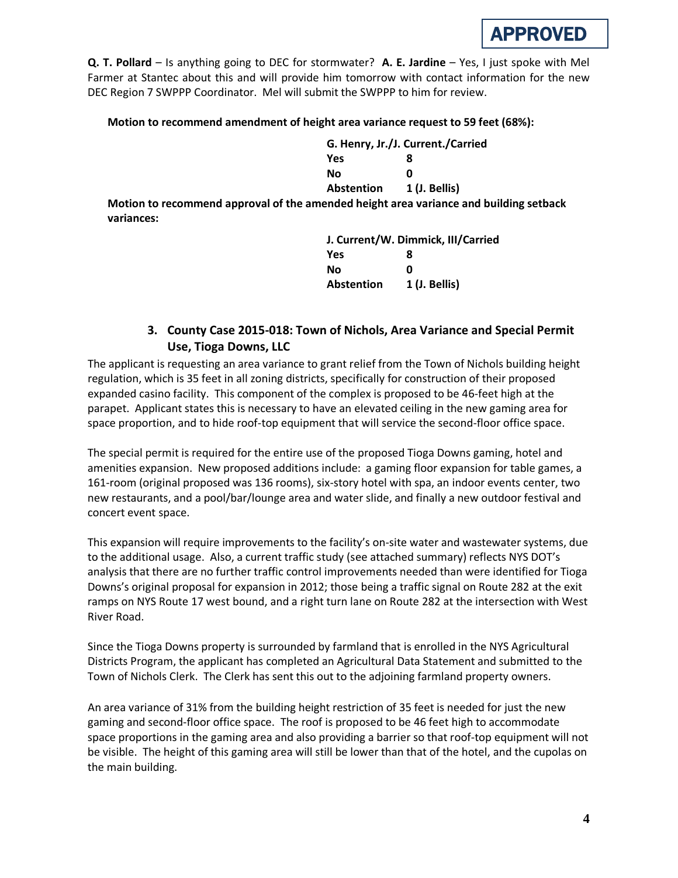**APPROVED**

**Q. T. Pollard** – Is anything going to DEC for stormwater? **A. E. Jardine** – Yes, I just spoke with Mel Farmer at Stantec about this and will provide him tomorrow with contact information for the new DEC Region 7 SWPPP Coordinator. Mel will submit the SWPPP to him for review.

**Motion to recommend amendment of height area variance request to 59 feet (68%):**

**G. Henry, Jr./J. Current./Carried**

| | |
|---|---|
| **Yes** | **8** |
| **No** | **0** |
| **Abstention** | **1 (J. Bellis)** |

**Motion to recommend approval of the amended height area variance and building setback variances:**

**J. Current/W. Dimmick, III/Carried**

| | |
|---|---|
| **Yes** | **8** |
| **No** | **0** |
| **Abstention** | **1 (J. Bellis)** |

### 3. County Case 2015-018: Town of Nichols, Area Variance and Special Permit Use, Tioga Downs, LLC

The applicant is requesting an area variance to grant relief from the Town of Nichols building height regulation, which is 35 feet in all zoning districts, specifically for construction of their proposed expanded casino facility. This component of the complex is proposed to be 46-feet high at the parapet. Applicant states this is necessary to have an elevated ceiling in the new gaming area for space proportion, and to hide roof-top equipment that will service the second-floor office space.

The special permit is required for the entire use of the proposed Tioga Downs gaming, hotel and amenities expansion. New proposed additions include: a gaming floor expansion for table games, a 161-room (original proposed was 136 rooms), six-story hotel with spa, an indoor events center, two new restaurants, and a pool/bar/lounge area and water slide, and finally a new outdoor festival and concert event space.

This expansion will require improvements to the facility's on-site water and wastewater systems, due to the additional usage. Also, a current traffic study (see attached summary) reflects NYS DOT's analysis that there are no further traffic control improvements needed than were identified for Tioga Downs's original proposal for expansion in 2012; those being a traffic signal on Route 282 at the exit ramps on NYS Route 17 west bound, and a right turn lane on Route 282 at the intersection with West River Road.

Since the Tioga Downs property is surrounded by farmland that is enrolled in the NYS Agricultural Districts Program, the applicant has completed an Agricultural Data Statement and submitted to the Town of Nichols Clerk. The Clerk has sent this out to the adjoining farmland property owners.

An area variance of 31% from the building height restriction of 35 feet is needed for just the new gaming and second-floor office space. The roof is proposed to be 46 feet high to accommodate space proportions in the gaming area and also providing a barrier so that roof-top equipment will not be visible. The height of this gaming area will still be lower than that of the hotel, and the cupolas on the main building.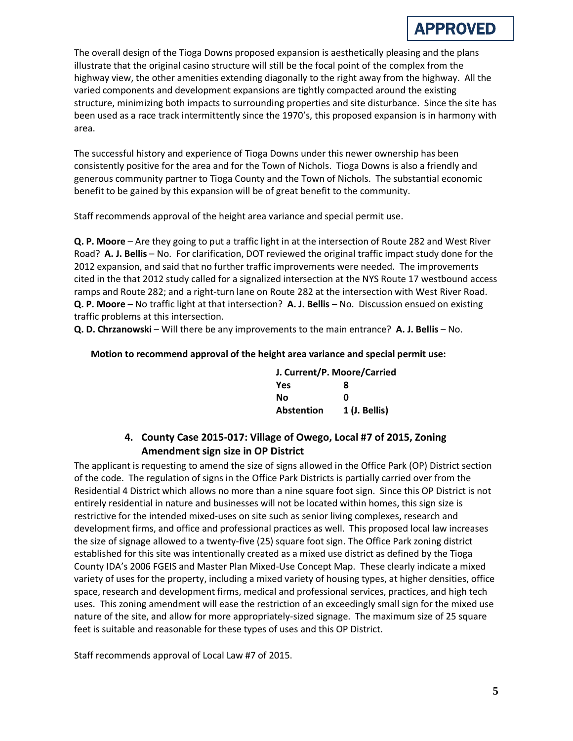APPROVED

The overall design of the Tioga Downs proposed expansion is aesthetically pleasing and the plans illustrate that the original casino structure will still be the focal point of the complex from the highway view, the other amenities extending diagonally to the right away from the highway. All the varied components and development expansions are tightly compacted around the existing structure, minimizing both impacts to surrounding properties and site disturbance. Since the site has been used as a race track intermittently since the 1970's, this proposed expansion is in harmony with area.

The successful history and experience of Tioga Downs under this newer ownership has been consistently positive for the area and for the Town of Nichols. Tioga Downs is also a friendly and generous community partner to Tioga County and the Town of Nichols. The substantial economic benefit to be gained by this expansion will be of great benefit to the community.

Staff recommends approval of the height area variance and special permit use.

**Q. P. Moore** – Are they going to put a traffic light in at the intersection of Route 282 and West River Road? **A. J. Bellis** – No. For clarification, DOT reviewed the original traffic impact study done for the 2012 expansion, and said that no further traffic improvements were needed. The improvements cited in the that 2012 study called for a signalized intersection at the NYS Route 17 westbound access ramps and Route 282; and a right-turn lane on Route 282 at the intersection with West River Road. **Q. P. Moore** – No traffic light at that intersection? **A. J. Bellis** – No. Discussion ensued on existing traffic problems at this intersection.
**Q. D. Chrzanowski** – Will there be any improvements to the main entrance? **A. J. Bellis** – No.

**Motion to recommend approval of the height area variance and special permit use:**

| J. Current/P. Moore/Carried | |
|---|---|
| Yes | 8 |
| No | 0 |
| Abstention | 1 (J. Bellis) |

### 4. County Case 2015-017: Village of Owego, Local #7 of 2015, Zoning Amendment sign size in OP District

The applicant is requesting to amend the size of signs allowed in the Office Park (OP) District section of the code. The regulation of signs in the Office Park Districts is partially carried over from the Residential 4 District which allows no more than a nine square foot sign. Since this OP District is not entirely residential in nature and businesses will not be located within homes, this sign size is restrictive for the intended mixed-uses on site such as senior living complexes, research and development firms, and office and professional practices as well. This proposed local law increases the size of signage allowed to a twenty-five (25) square foot sign. The Office Park zoning district established for this site was intentionally created as a mixed use district as defined by the Tioga County IDA's 2006 FGEIS and Master Plan Mixed-Use Concept Map. These clearly indicate a mixed variety of uses for the property, including a mixed variety of housing types, at higher densities, office space, research and development firms, medical and professional services, practices, and high tech uses. This zoning amendment will ease the restriction of an exceedingly small sign for the mixed use nature of the site, and allow for more appropriately-sized signage. The maximum size of 25 square feet is suitable and reasonable for these types of uses and this OP District.

Staff recommends approval of Local Law #7 of 2015.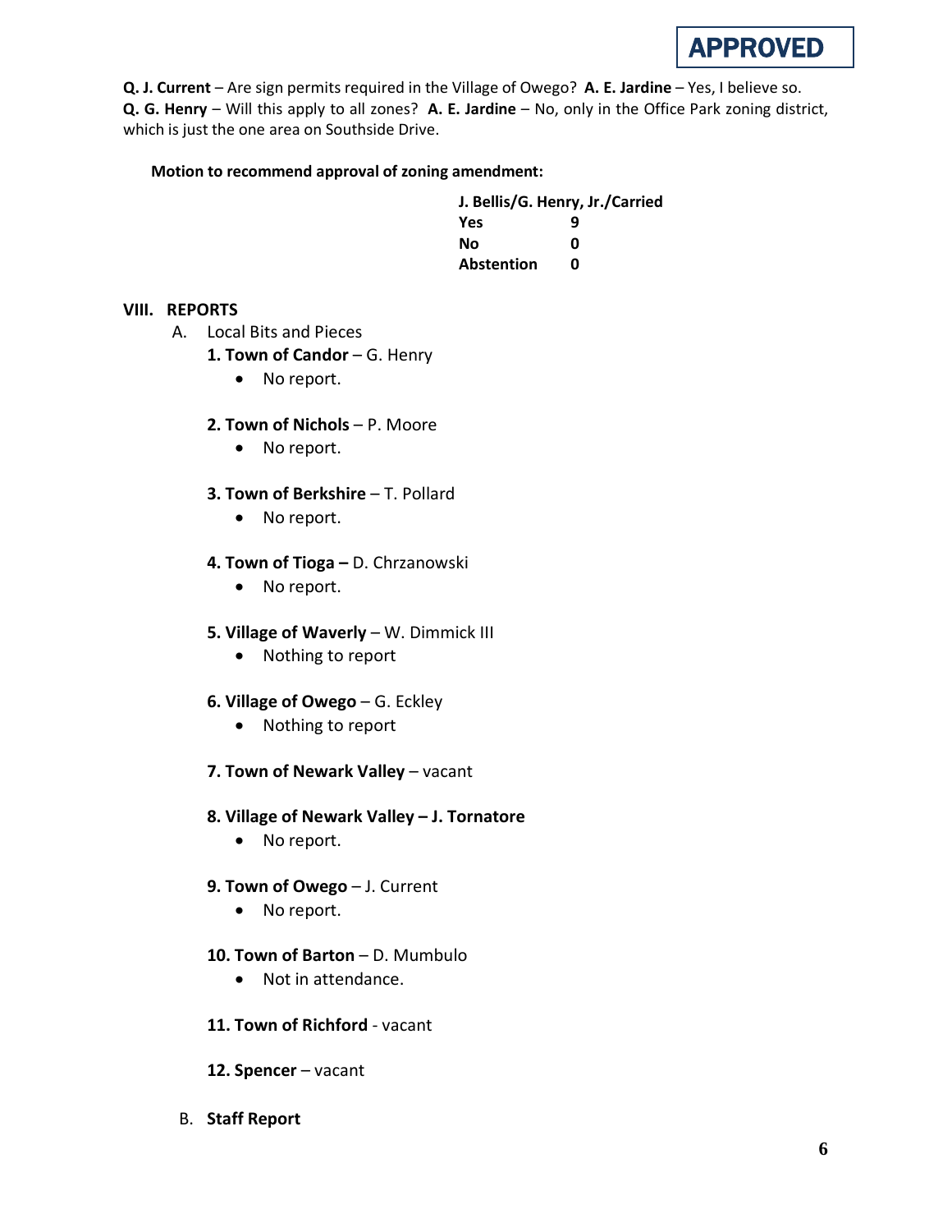**APPROVED**

**Q. J. Current** – Are sign permits required in the Village of Owego? **A. E. Jardine** – Yes, I believe so.
**Q. G. Henry** – Will this apply to all zones? **A. E. Jardine** – No, only in the Office Park zoning district, which is just the one area on Southside Drive.

**Motion to recommend approval of zoning amendment:**

**J. Bellis/G. Henry, Jr./Carried**

| | |
|---|---|
| **Yes** | **9** |
| **No** | **0** |
| **Abstention** | **0** |

## VIII. REPORTS

A. Local Bits and Pieces

**1. Town of Candor** – G. Henry
- No report.

**2. Town of Nichols** – P. Moore
- No report.

**3. Town of Berkshire** – T. Pollard
- No report.

**4. Town of Tioga –** D. Chrzanowski
- No report.

**5. Village of Waverly** – W. Dimmick III
- Nothing to report

**6. Village of Owego** – G. Eckley
- Nothing to report

**7. Town of Newark Valley** – vacant

**8. Village of Newark Valley – J. Tornatore**
- No report.

**9. Town of Owego** – J. Current
- No report.

**10. Town of Barton** – D. Mumbulo
- Not in attendance.

**11. Town of Richford** - vacant

**12. Spencer** – vacant

B. **Staff Report**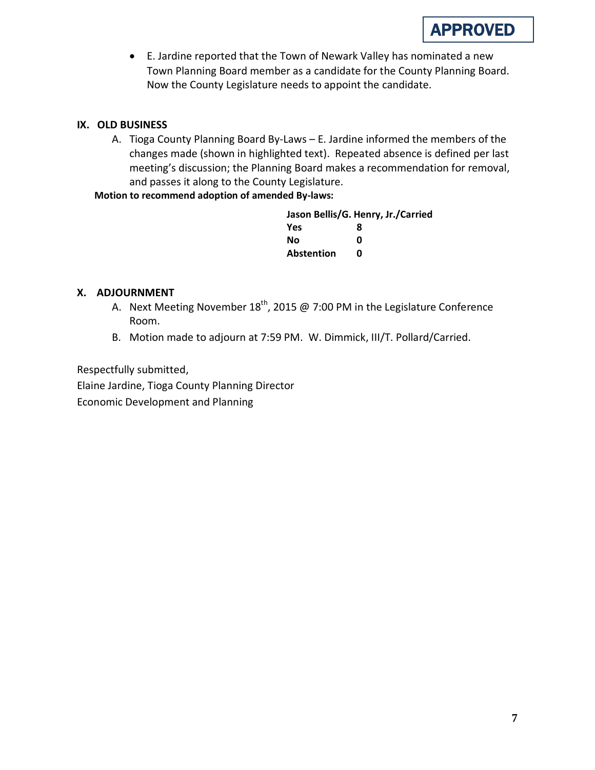**APPROVED**

- E. Jardine reported that the Town of Newark Valley has nominated a new Town Planning Board member as a candidate for the County Planning Board. Now the County Legislature needs to appoint the candidate.

## IX. OLD BUSINESS

A. Tioga County Planning Board By-Laws – E. Jardine informed the members of the changes made (shown in highlighted text). Repeated absence is defined per last meeting's discussion; the Planning Board makes a recommendation for removal, and passes it along to the County Legislature.

**Motion to recommend adoption of amended By-laws:**

**Jason Bellis/G. Henry, Jr./Carried**

| | |
|---|---|
| **Yes** | **8** |
| **No** | **0** |
| **Abstention** | **0** |

## X. ADJOURNMENT

A. Next Meeting November 18th, 2015 @ 7:00 PM in the Legislature Conference Room.

B. Motion made to adjourn at 7:59 PM. W. Dimmick, III/T. Pollard/Carried.

Respectfully submitted,
Elaine Jardine, Tioga County Planning Director
Economic Development and Planning